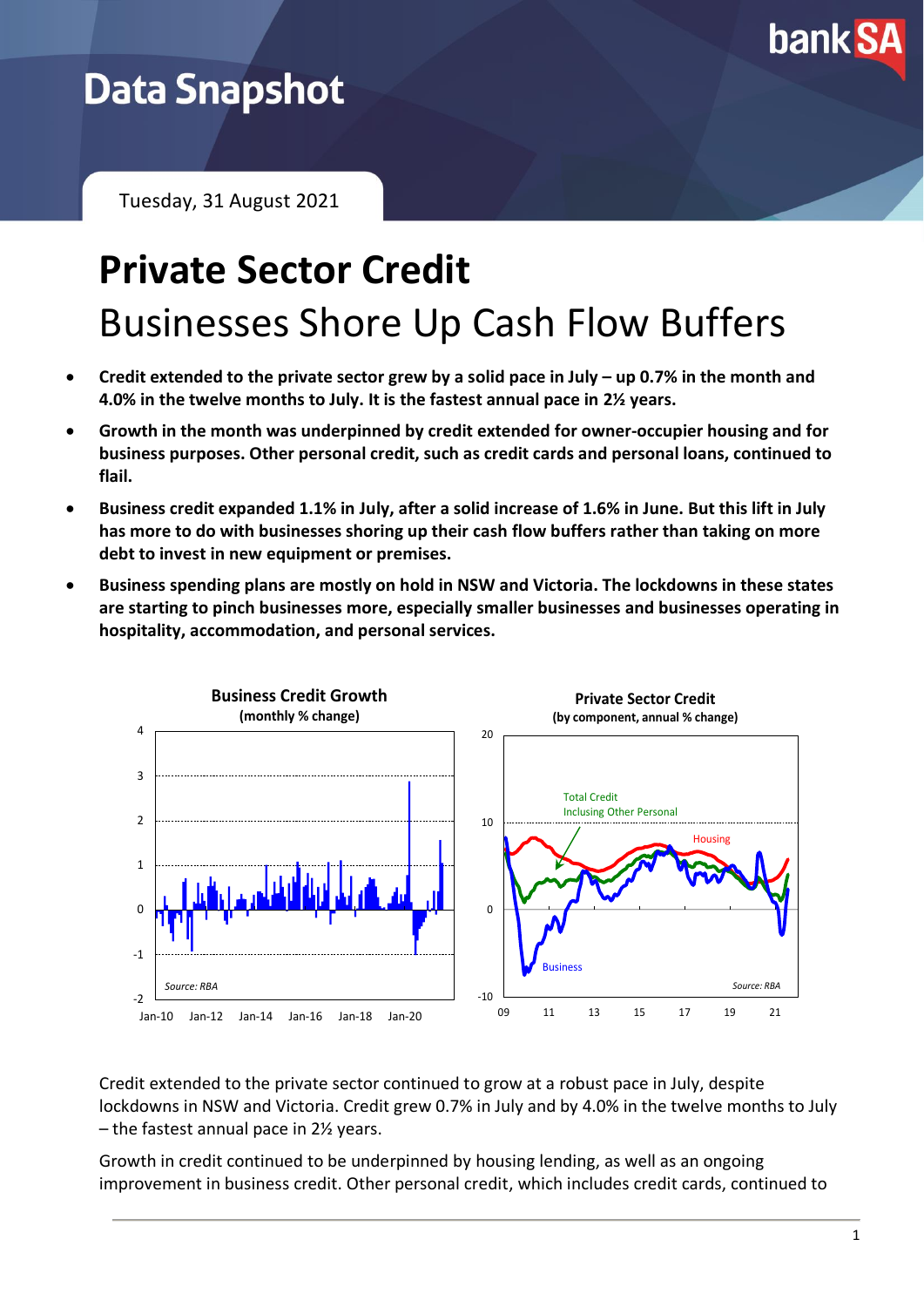# Data Snapshot

Tuesday, 31 August 2021

# Private Sector Credit

## Businesses Shore Up Cash Flow Buffers

- **Credit extended to the private sector grew by a solid pace in July – up 0.7% in the month and 4.0% in the twelve months to July. It is the fastest annual pace in 2½ years.**
- **Growth in the month was underpinned by credit extended for owner-occupier housing and for business purposes. Other personal credit, such as credit cards and personal loans, continued to flail.**
- **Business credit expanded 1.1% in July, after a solid increase of 1.6% in June. But this lift in July has more to do with businesses shoring up their cash flow buffers rather than taking on more debt to invest in new equipment or premises.**
- **Business spending plans are mostly on hold in NSW and Victoria. The lockdowns in these states are starting to pinch businesses more, especially smaller businesses and businesses operating in hospitality, accommodation, and personal services.**

**Business Credit Growth**
**(monthly % change)**

Source: RBA

**Private Sector Credit**
**(by component, annual % change)**

Total Credit Inclusing Other Personal; Housing; Business

Source: RBA

Credit extended to the private sector continued to grow at a robust pace in July, despite lockdowns in NSW and Victoria. Credit grew 0.7% in July and by 4.0% in the twelve months to July – the fastest annual pace in 2½ years.

Growth in credit continued to be underpinned by housing lending, as well as an ongoing improvement in business credit. Other personal credit, which includes credit cards, continued to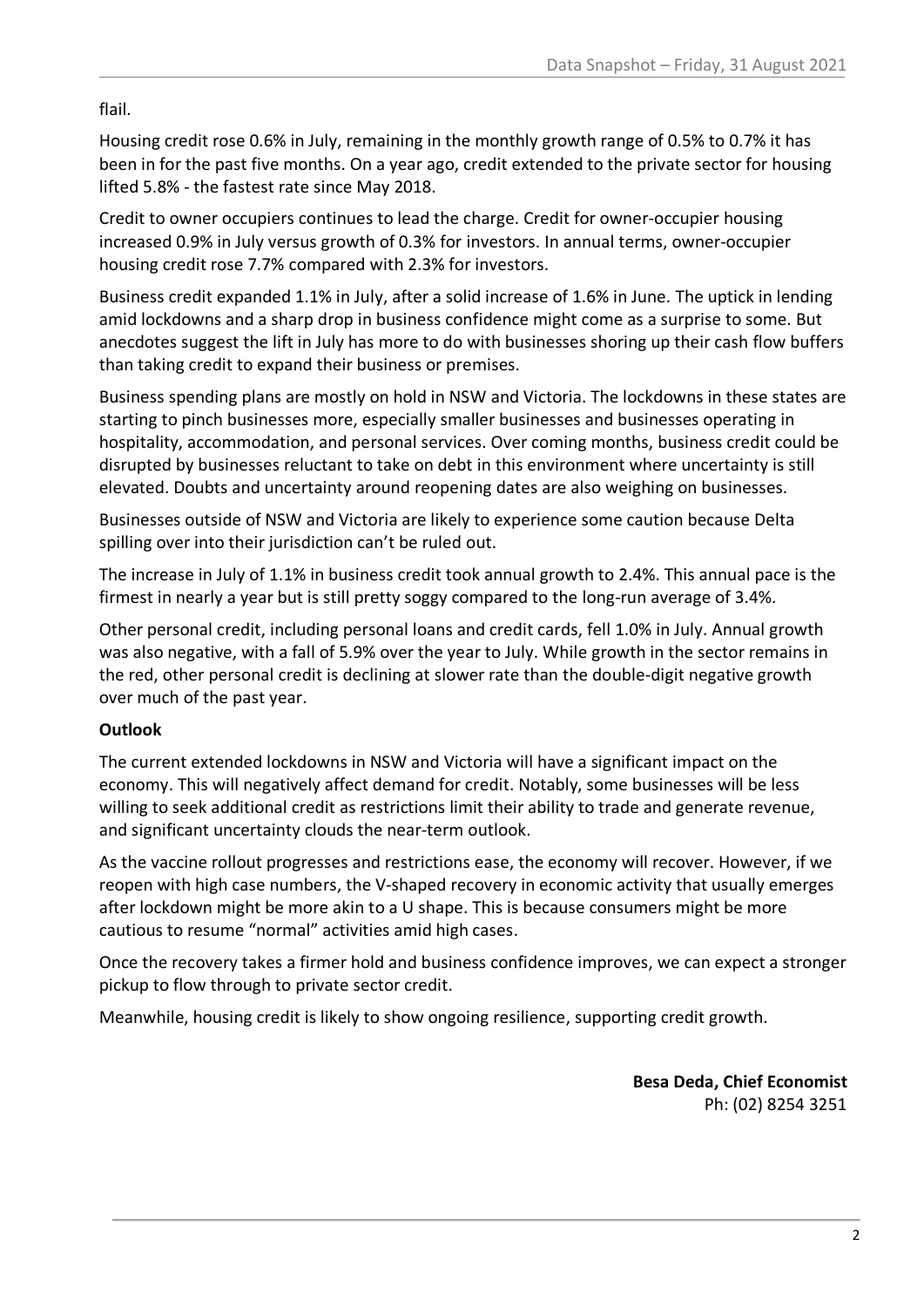flail.

Housing credit rose 0.6% in July, remaining in the monthly growth range of 0.5% to 0.7% it has been in for the past five months. On a year ago, credit extended to the private sector for housing lifted 5.8% - the fastest rate since May 2018.

Credit to owner occupiers continues to lead the charge. Credit for owner-occupier housing increased 0.9% in July versus growth of 0.3% for investors. In annual terms, owner-occupier housing credit rose 7.7% compared with 2.3% for investors.

Business credit expanded 1.1% in July, after a solid increase of 1.6% in June. The uptick in lending amid lockdowns and a sharp drop in business confidence might come as a surprise to some. But anecdotes suggest the lift in July has more to do with businesses shoring up their cash flow buffers than taking credit to expand their business or premises.

Business spending plans are mostly on hold in NSW and Victoria. The lockdowns in these states are starting to pinch businesses more, especially smaller businesses and businesses operating in hospitality, accommodation, and personal services. Over coming months, business credit could be disrupted by businesses reluctant to take on debt in this environment where uncertainty is still elevated. Doubts and uncertainty around reopening dates are also weighing on businesses.

Businesses outside of NSW and Victoria are likely to experience some caution because Delta spilling over into their jurisdiction can't be ruled out.

The increase in July of 1.1% in business credit took annual growth to 2.4%. This annual pace is the firmest in nearly a year but is still pretty soggy compared to the long-run average of 3.4%.

Other personal credit, including personal loans and credit cards, fell 1.0% in July. Annual growth was also negative, with a fall of 5.9% over the year to July. While growth in the sector remains in the red, other personal credit is declining at slower rate than the double-digit negative growth over much of the past year.

**Outlook**

The current extended lockdowns in NSW and Victoria will have a significant impact on the economy. This will negatively affect demand for credit. Notably, some businesses will be less willing to seek additional credit as restrictions limit their ability to trade and generate revenue, and significant uncertainty clouds the near-term outlook.

As the vaccine rollout progresses and restrictions ease, the economy will recover. However, if we reopen with high case numbers, the V-shaped recovery in economic activity that usually emerges after lockdown might be more akin to a U shape. This is because consumers might be more cautious to resume "normal" activities amid high cases.

Once the recovery takes a firmer hold and business confidence improves, we can expect a stronger pickup to flow through to private sector credit.

Meanwhile, housing credit is likely to show ongoing resilience, supporting credit growth.

**Besa Deda, Chief Economist**
Ph: (02) 8254 3251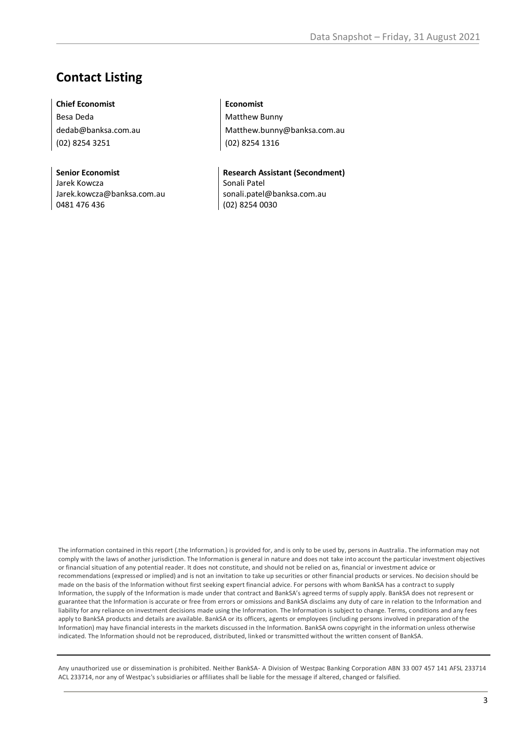## Contact Listing

**Chief Economist**
Besa Deda
dedab@banksa.com.au
(02) 8254 3251

**Economist**
Matthew Bunny
Matthew.bunny@banksa.com.au
(02) 8254 1316

**Senior Economist**
Jarek Kowcza
Jarek.kowcza@banksa.com.au
0481 476 436

**Research Assistant (Secondment)**
Sonali Patel
sonali.patel@banksa.com.au
(02) 8254 0030

The information contained in this report (.the Information.) is provided for, and is only to be used by, persons in Australia. The information may not comply with the laws of another jurisdiction. The Information is general in nature and does not take into account the particular investment objectives or financial situation of any potential reader. It does not constitute, and should not be relied on as, financial or investment advice or recommendations (expressed or implied) and is not an invitation to take up securities or other financial products or services. No decision should be made on the basis of the Information without first seeking expert financial advice. For persons with whom BankSA has a contract to supply Information, the supply of the Information is made under that contract and BankSA's agreed terms of supply apply. BankSA does not represent or guarantee that the Information is accurate or free from errors or omissions and BankSA disclaims any duty of care in relation to the Information and liability for any reliance on investment decisions made using the Information. The Information is subject to change. Terms, conditions and any fees apply to BankSA products and details are available. BankSA or its officers, agents or employees (including persons involved in preparation of the Information) may have financial interests in the markets discussed in the Information. BankSA owns copyright in the information unless otherwise indicated. The Information should not be reproduced, distributed, linked or transmitted without the written consent of BankSA.

Any unauthorized use or dissemination is prohibited. Neither BankSA- A Division of Westpac Banking Corporation ABN 33 007 457 141 AFSL 233714 ACL 233714, nor any of Westpac's subsidiaries or affiliates shall be liable for the message if altered, changed or falsified.